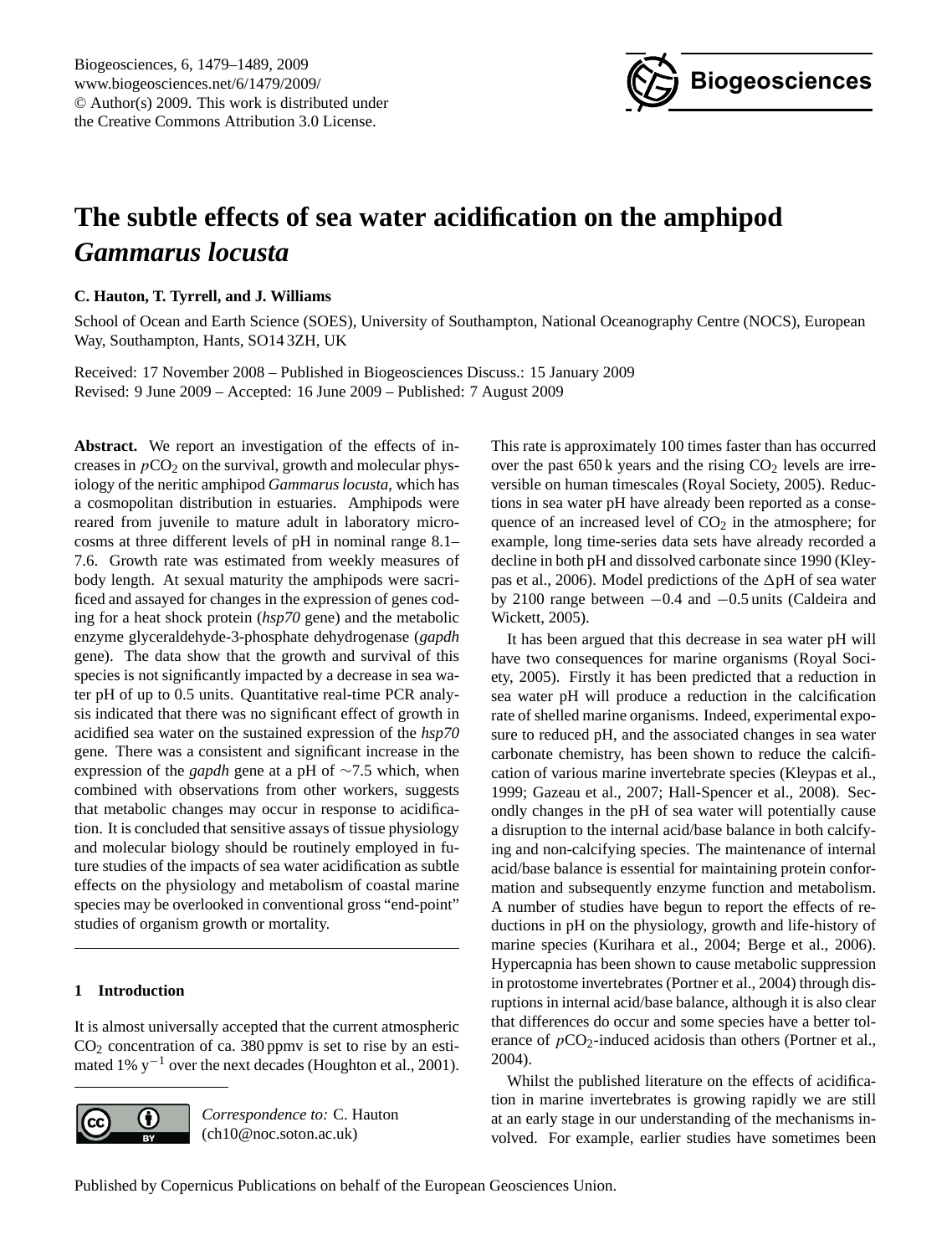# The subtle effects of sea water acidification on the amphipod *Gammarus locusta*

**C. Hauton, T. Tyrrell, and J. Williams**

School of Ocean and Earth Science (SOES), University of Southampton, National Oceanography Centre (NOCS), European Way, Southampton, Hants, SO14 3ZH, UK

Received: 17 November 2008 – Published in Biogeosciences Discuss.: 15 January 2009
Revised: 9 June 2009 – Accepted: 16 June 2009 – Published: 7 August 2009

**Abstract.** We report an investigation of the effects of increases in $pCO_2$ on the survival, growth and molecular physiology of the neritic amphipod *Gammarus locusta*, which has a cosmopolitan distribution in estuaries. Amphipods were reared from juvenile to mature adult in laboratory microcosms at three different levels of pH in nominal range 8.1–7.6. Growth rate was estimated from weekly measures of body length. At sexual maturity the amphipods were sacrificed and assayed for changes in the expression of genes coding for a heat shock protein (*hsp70* gene) and the metabolic enzyme glyceraldehyde-3-phosphate dehydrogenase (*gapdh* gene). The data show that the growth and survival of this species is not significantly impacted by a decrease in sea water pH of up to 0.5 units. Quantitative real-time PCR analysis indicated that there was no significant effect of growth in acidified sea water on the sustained expression of the *hsp70* gene. There was a consistent and significant increase in the expression of the *gapdh* gene at a pH of ~7.5 which, when combined with observations from other workers, suggests that metabolic changes may occur in response to acidification. It is concluded that sensitive assays of tissue physiology and molecular biology should be routinely employed in future studies of the impacts of sea water acidification as subtle effects on the physiology and metabolism of coastal marine species may be overlooked in conventional gross "end-point" studies of organism growth or mortality.

## 1 Introduction

It is almost universally accepted that the current atmospheric $CO_2$ concentration of ca. 380 ppmv is set to rise by an estimated 1% $y^{-1}$ over the next decades (Houghton et al., 2001). This rate is approximately 100 times faster than has occurred over the past 650 k years and the rising $CO_2$ levels are irreversible on human timescales (Royal Society, 2005). Reductions in sea water pH have already been reported as a consequence of an increased level of $CO_2$ in the atmosphere; for example, long time-series data sets have already recorded a decline in both pH and dissolved carbonate since 1990 (Kleypas et al., 2006). Model predictions of the $\Delta$pH of sea water by 2100 range between −0.4 and −0.5 units (Caldeira and Wickett, 2005).

It has been argued that this decrease in sea water pH will have two consequences for marine organisms (Royal Society, 2005). Firstly it has been predicted that a reduction in sea water pH will produce a reduction in the calcification rate of shelled marine organisms. Indeed, experimental exposure to reduced pH, and the associated changes in sea water carbonate chemistry, has been shown to reduce the calcification of various marine invertebrate species (Kleypas et al., 1999; Gazeau et al., 2007; Hall-Spencer et al., 2008). Secondly changes in the pH of sea water will potentially cause a disruption to the internal acid/base balance in both calcifying and non-calcifying species. The maintenance of internal acid/base balance is essential for maintaining protein conformation and subsequently enzyme function and metabolism. A number of studies have begun to report the effects of reductions in pH on the physiology, growth and life-history of marine species (Kurihara et al., 2004; Berge et al., 2006). Hypercapnia has been shown to cause metabolic suppression in protostome invertebrates (Portner et al., 2004) through disruptions in internal acid/base balance, although it is also clear that differences do occur and some species have a better tolerance of $pCO_2$-induced acidosis than others (Portner et al., 2004).

Whilst the published literature on the effects of acidification in marine invertebrates is growing rapidly we are still at an early stage in our understanding of the mechanisms involved. For example, earlier studies have sometimes been

*Correspondence to:* C. Hauton (ch10@noc.soton.ac.uk)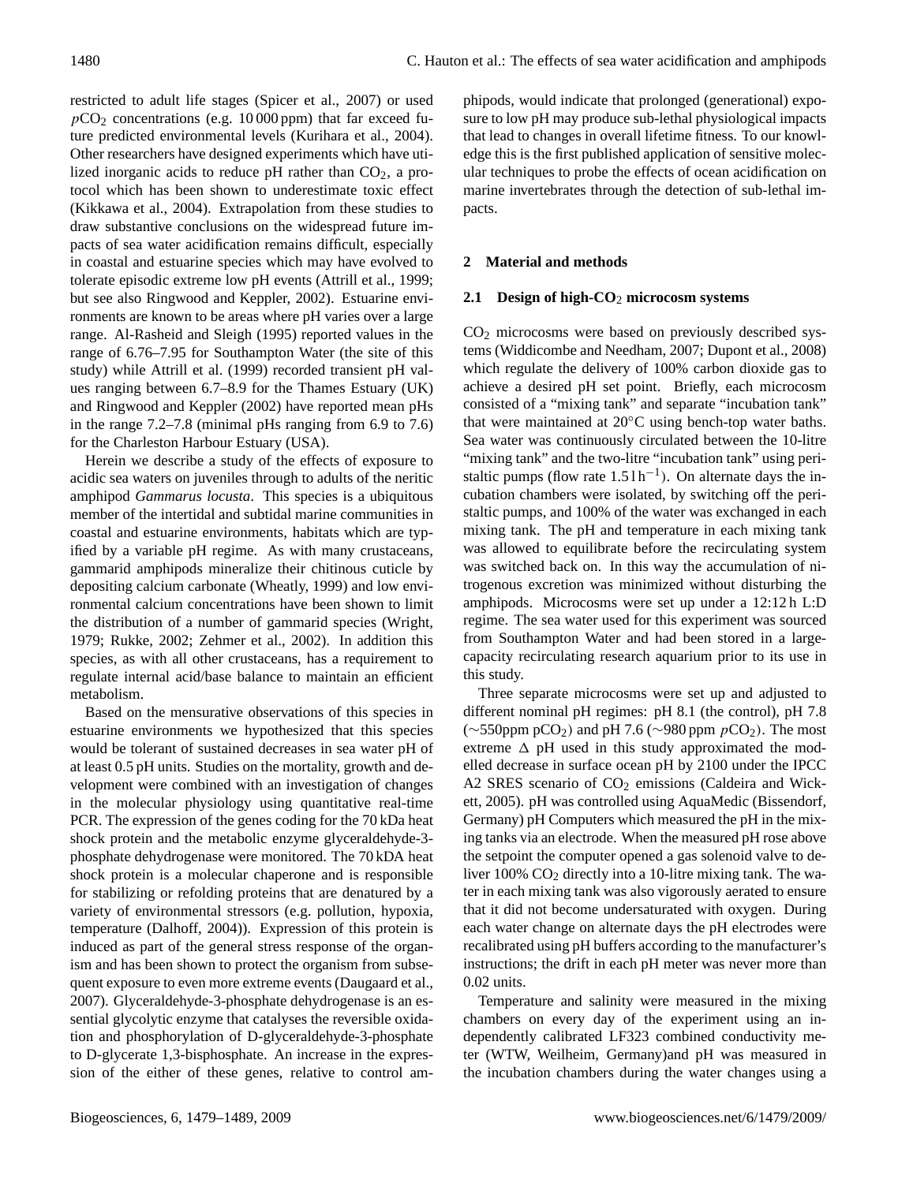restricted to adult life stages (Spicer et al., 2007) or used $pCO_2$ concentrations (e.g. 10 000 ppm) that far exceed future predicted environmental levels (Kurihara et al., 2004). Other researchers have designed experiments which have utilized inorganic acids to reduce pH rather than $CO_2$, a protocol which has been shown to underestimate toxic effect (Kikkawa et al., 2004). Extrapolation from these studies to draw substantive conclusions on the widespread future impacts of sea water acidification remains difficult, especially in coastal and estuarine species which may have evolved to tolerate episodic extreme low pH events (Attrill et al., 1999; but see also Ringwood and Keppler, 2002). Estuarine environments are known to be areas where pH varies over a large range. Al-Rasheid and Sleigh (1995) reported values in the range of 6.76–7.95 for Southampton Water (the site of this study) while Attrill et al. (1999) recorded transient pH values ranging between 6.7–8.9 for the Thames Estuary (UK) and Ringwood and Keppler (2002) have reported mean pHs in the range 7.2–7.8 (minimal pHs ranging from 6.9 to 7.6) for the Charleston Harbour Estuary (USA).

Herein we describe a study of the effects of exposure to acidic sea waters on juveniles through to adults of the neritic amphipod *Gammarus locusta*. This species is a ubiquitous member of the intertidal and subtidal marine communities in coastal and estuarine environments, habitats which are typified by a variable pH regime. As with many crustaceans, gammarid amphipods mineralize their chitinous cuticle by depositing calcium carbonate (Wheatly, 1999) and low environmental calcium concentrations have been shown to limit the distribution of a number of gammarid species (Wright, 1979; Rukke, 2002; Zehmer et al., 2002). In addition this species, as with all other crustaceans, has a requirement to regulate internal acid/base balance to maintain an efficient metabolism.

Based on the mensurative observations of this species in estuarine environments we hypothesized that this species would be tolerant of sustained decreases in sea water pH of at least 0.5 pH units. Studies on the mortality, growth and development were combined with an investigation of changes in the molecular physiology using quantitative real-time PCR. The expression of the genes coding for the 70 kDa heat shock protein and the metabolic enzyme glyceraldehyde-3-phosphate dehydrogenase were monitored. The 70 kDA heat shock protein is a molecular chaperone and is responsible for stabilizing or refolding proteins that are denatured by a variety of environmental stressors (e.g. pollution, hypoxia, temperature (Dalhoff, 2004)). Expression of this protein is induced as part of the general stress response of the organism and has been shown to protect the organism from subsequent exposure to even more extreme events (Daugaard et al., 2007). Glyceraldehyde-3-phosphate dehydrogenase is an essential glycolytic enzyme that catalyses the reversible oxidation and phosphorylation of D-glyceraldehyde-3-phosphate to D-glycerate 1,3-bisphosphate. An increase in the expression of the either of these genes, relative to control amphipods, would indicate that prolonged (generational) exposure to low pH may produce sub-lethal physiological impacts that lead to changes in overall lifetime fitness. To our knowledge this is the first published application of sensitive molecular techniques to probe the effects of ocean acidification on marine invertebrates through the detection of sub-lethal impacts.

## 2 Material and methods

### 2.1 Design of high-$CO_2$ microcosm systems

$CO_2$ microcosms were based on previously described systems (Widdicombe and Needham, 2007; Dupont et al., 2008) which regulate the delivery of 100% carbon dioxide gas to achieve a desired pH set point. Briefly, each microcosm consisted of a "mixing tank" and separate "incubation tank" that were maintained at 20°C using bench-top water baths. Sea water was continuously circulated between the 10-litre "mixing tank" and the two-litre "incubation tank" using peristaltic pumps (flow rate $1.5\,\mathrm{l\,h^{-1}}$). On alternate days the incubation chambers were isolated, by switching off the peristaltic pumps, and 100% of the water was exchanged in each mixing tank. The pH and temperature in each mixing tank was allowed to equilibrate before the recirculating system was switched back on. In this way the accumulation of nitrogenous excretion was minimized without disturbing the amphipods. Microcosms were set up under a 12:12 h L:D regime. The sea water used for this experiment was sourced from Southampton Water and had been stored in a large-capacity recirculating research aquarium prior to its use in this study.

Three separate microcosms were set up and adjusted to different nominal pH regimes: pH 8.1 (the control), pH 7.8 (~550ppm $pCO_2$) and pH 7.6 (~980 ppm $pCO_2$). The most extreme $\Delta$ pH used in this study approximated the modelled decrease in surface ocean pH by 2100 under the IPCC A2 SRES scenario of $CO_2$ emissions (Caldeira and Wickett, 2005). pH was controlled using AquaMedic (Bissendorf, Germany) pH Computers which measured the pH in the mixing tanks via an electrode. When the measured pH rose above the setpoint the computer opened a gas solenoid valve to deliver 100% $CO_2$ directly into a 10-litre mixing tank. The water in each mixing tank was also vigorously aerated to ensure that it did not become undersaturated with oxygen. During each water change on alternate days the pH electrodes were recalibrated using pH buffers according to the manufacturer's instructions; the drift in each pH meter was never more than 0.02 units.

Temperature and salinity were measured in the mixing chambers on every day of the experiment using an independently calibrated LF323 combined conductivity meter (WTW, Weilheim, Germany)and pH was measured in the incubation chambers during the water changes using a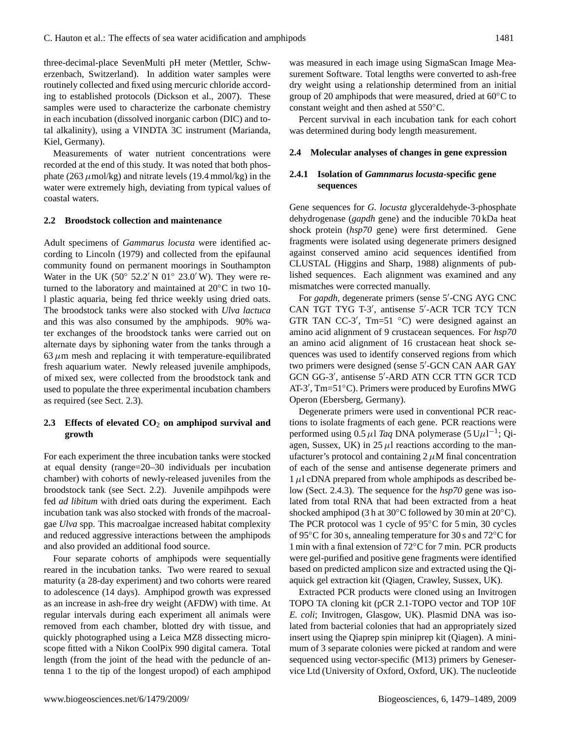three-decimal-place SevenMulti pH meter (Mettler, Schwerzenbach, Switzerland). In addition water samples were routinely collected and fixed using mercuric chloride according to established protocols (Dickson et al., 2007). These samples were used to characterize the carbonate chemistry in each incubation (dissolved inorganic carbon (DIC) and total alkalinity), using a VINDTA 3C instrument (Marianda, Kiel, Germany).

Measurements of water nutrient concentrations were recorded at the end of this study. It was noted that both phosphate (263 $\mu$mol/kg) and nitrate levels (19.4 mmol/kg) in the water were extremely high, deviating from typical values of coastal waters.

### 2.2 Broodstock collection and maintenance

Adult specimens of *Gammarus locusta* were identified according to Lincoln (1979) and collected from the epifaunal community found on permanent moorings in Southampton Water in the UK (50° 52.2′ N 01° 23.0′ W). They were returned to the laboratory and maintained at 20°C in two 10-l plastic aquaria, being fed thrice weekly using dried oats. The broodstock tanks were also stocked with *Ulva lactuca* and this was also consumed by the amphipods. 90% water exchanges of the broodstock tanks were carried out on alternate days by siphoning water from the tanks through a 63 $\mu$m mesh and replacing it with temperature-equilibrated fresh aquarium water. Newly released juvenile amphipods, of mixed sex, were collected from the broodstock tank and used to populate the three experimental incubation chambers as required (see Sect. 2.3).

### 2.3 Effects of elevated $CO_2$ on amphipod survival and growth

For each experiment the three incubation tanks were stocked at equal density (range=20–30 individuals per incubation chamber) with cohorts of newly-released juveniles from the broodstock tank (see Sect. 2.2). Juvenile ampihpods were fed *ad libitum* with dried oats during the experiment. Each incubation tank was also stocked with fronds of the macroalgae *Ulva* spp. This macroalgae increased habitat complexity and reduced aggressive interactions between the amphipods and also provided an additional food source.

Four separate cohorts of amphipods were sequentially reared in the incubation tanks. Two were reared to sexual maturity (a 28-day experiment) and two cohorts were reared to adolescence (14 days). Amphipod growth was expressed as an increase in ash-free dry weight (AFDW) with time. At regular intervals during each experiment all animals were removed from each chamber, blotted dry with tissue, and quickly photographed using a Leica MZ8 dissecting microscope fitted with a Nikon CoolPix 990 digital camera. Total length (from the joint of the head with the peduncle of antenna 1 to the tip of the longest uropod) of each amphipod was measured in each image using SigmaScan Image Measurement Software. Total lengths were converted to ash-free dry weight using a relationship determined from an initial group of 20 amphipods that were measured, dried at 60°C to constant weight and then ashed at 550°C.

Percent survival in each incubation tank for each cohort was determined during body length measurement.

### 2.4 Molecular analyses of changes in gene expression

#### 2.4.1 Isolation of *Gamnmarus locusta*-specific gene sequences

Gene sequences for *G. locusta* glyceraldehyde-3-phosphate dehydrogenase (*gapdh* gene) and the inducible 70 kDa heat shock protein (*hsp70* gene) were first determined. Gene fragments were isolated using degenerate primers designed against conserved amino acid sequences identified from CLUSTAL (Higgins and Sharp, 1988) alignments of published sequences. Each alignment was examined and any mismatches were corrected manually.

For *gapdh*, degenerate primers (sense 5′-CNG AYG CNC CAN TGT TYG T-3′, antisense 5′-ACR TCR TCY TCN GTR TAN CC-3′, Tm=51 °C) were designed against an amino acid alignment of 9 crustacean sequences. For *hsp70* an amino acid alignment of 16 crustacean heat shock sequences was used to identify conserved regions from which two primers were designed (sense 5′-GCN CAN AAR GAY GCN GG-3′, antisense 5′-ARD ATN CCR TTN GCR TCD AT-3′, Tm=51°C). Primers were produced by Eurofins MWG Operon (Ebersberg, Germany).

Degenerate primers were used in conventional PCR reactions to isolate fragments of each gene. PCR reactions were performed using 0.5 $\mu$l *Taq* DNA polymerase (5 U$\mu$l$^{-1}$; Qiagen, Sussex, UK) in 25 $\mu$l reactions according to the manufacturer's protocol and containing 2 $\mu$M final concentration of each of the sense and antisense degenerate primers and 1 $\mu$l cDNA prepared from whole amphipods as described below (Sect. 2.4.3). The sequence for the *hsp70* gene was isolated from total RNA that had been extracted from a heat shocked amphipod (3 h at 30°C followed by 30 min at 20°C). The PCR protocol was 1 cycle of 95°C for 5 min, 30 cycles of 95°C for 30 s, annealing temperature for 30 s and 72°C for 1 min with a final extension of 72°C for 7 min. PCR products were gel-purified and positive gene fragments were identified based on predicted amplicon size and extracted using the Qiaquick gel extraction kit (Qiagen, Crawley, Sussex, UK).

Extracted PCR products were cloned using an Invitrogen TOPO TA cloning kit (pCR 2.1-TOPO vector and TOP 10F *E. coli*; Invitrogen, Glasgow, UK). Plasmid DNA was isolated from bacterial colonies that had an appropriately sized insert using the Qiaprep spin miniprep kit (Qiagen). A minimum of 3 separate colonies were picked at random and were sequenced using vector-specific (M13) primers by Geneservice Ltd (University of Oxford, Oxford, UK). The nucleotide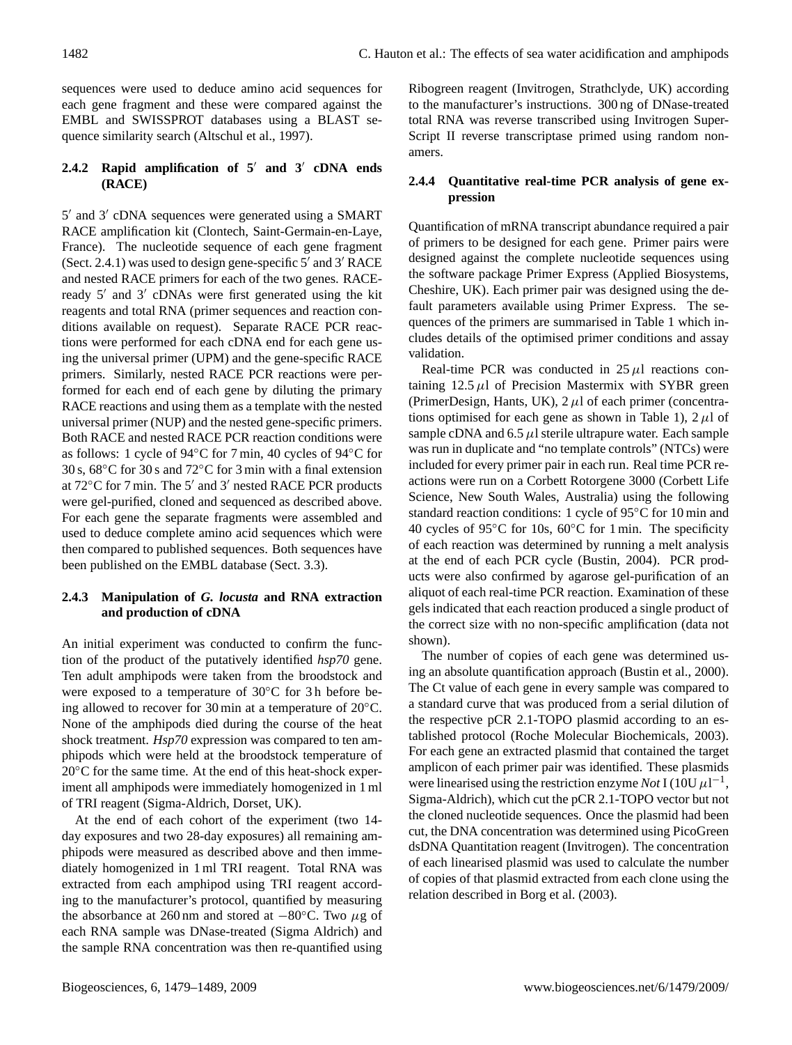sequences were used to deduce amino acid sequences for each gene fragment and these were compared against the EMBL and SWISSPROT databases using a BLAST sequence similarity search (Altschul et al., 1997).

#### 2.4.2 Rapid amplification of 5′ and 3′ cDNA ends (RACE)

5′ and 3′ cDNA sequences were generated using a SMART RACE amplification kit (Clontech, Saint-Germain-en-Laye, France). The nucleotide sequence of each gene fragment (Sect. 2.4.1) was used to design gene-specific 5′ and 3′ RACE and nested RACE primers for each of the two genes. RACE-ready 5′ and 3′ cDNAs were first generated using the kit reagents and total RNA (primer sequences and reaction conditions available on request). Separate RACE PCR reactions were performed for each cDNA end for each gene using the universal primer (UPM) and the gene-specific RACE primers. Similarly, nested RACE PCR reactions were performed for each end of each gene by diluting the primary RACE reactions and using them as a template with the nested universal primer (NUP) and the nested gene-specific primers. Both RACE and nested RACE PCR reaction conditions were as follows: 1 cycle of 94°C for 7 min, 40 cycles of 94°C for 30 s, 68°C for 30 s and 72°C for 3 min with a final extension at 72°C for 7 min. The 5′ and 3′ nested RACE PCR products were gel-purified, cloned and sequenced as described above. For each gene the separate fragments were assembled and used to deduce complete amino acid sequences which were then compared to published sequences. Both sequences have been published on the EMBL database (Sect. 3.3).

#### 2.4.3 Manipulation of *G. locusta* and RNA extraction and production of cDNA

An initial experiment was conducted to confirm the function of the product of the putatively identified *hsp70* gene. Ten adult amphipods were taken from the broodstock and were exposed to a temperature of 30°C for 3 h before being allowed to recover for 30 min at a temperature of 20°C. None of the amphipods died during the course of the heat shock treatment. *Hsp70* expression was compared to ten amphipods which were held at the broodstock temperature of 20°C for the same time. At the end of this heat-shock experiment all amphipods were immediately homogenized in 1 ml of TRI reagent (Sigma-Aldrich, Dorset, UK).

At the end of each cohort of the experiment (two 14-day exposures and two 28-day exposures) all remaining amphipods were measured as described above and then immediately homogenized in 1 ml TRI reagent. Total RNA was extracted from each amphipod using TRI reagent according to the manufacturer's protocol, quantified by measuring the absorbance at 260 nm and stored at −80°C. Two $\mu$g of each RNA sample was DNase-treated (Sigma Aldrich) and the sample RNA concentration was then re-quantified using Ribogreen reagent (Invitrogen, Strathclyde, UK) according to the manufacturer's instructions. 300 ng of DNase-treated total RNA was reverse transcribed using Invitrogen SuperScript II reverse transcriptase primed using random nonamers.

#### 2.4.4 Quantitative real-time PCR analysis of gene expression

Quantification of mRNA transcript abundance required a pair of primers to be designed for each gene. Primer pairs were designed against the complete nucleotide sequences using the software package Primer Express (Applied Biosystems, Cheshire, UK). Each primer pair was designed using the default parameters available using Primer Express. The sequences of the primers are summarised in Table 1 which includes details of the optimised primer conditions and assay validation.

Real-time PCR was conducted in 25 $\mu$l reactions containing 12.5 $\mu$l of Precision Mastermix with SYBR green (PrimerDesign, Hants, UK), 2 $\mu$l of each primer (concentrations optimised for each gene as shown in Table 1), 2 $\mu$l of sample cDNA and 6.5 $\mu$l sterile ultrapure water. Each sample was run in duplicate and "no template controls" (NTCs) were included for every primer pair in each run. Real time PCR reactions were run on a Corbett Rotorgene 3000 (Corbett Life Science, New South Wales, Australia) using the following standard reaction conditions: 1 cycle of 95°C for 10 min and 40 cycles of 95°C for 10s, 60°C for 1 min. The specificity of each reaction was determined by running a melt analysis at the end of each PCR cycle (Bustin, 2004). PCR products were also confirmed by agarose gel-purification of an aliquot of each real-time PCR reaction. Examination of these gels indicated that each reaction produced a single product of the correct size with no non-specific amplification (data not shown).

The number of copies of each gene was determined using an absolute quantification approach (Bustin et al., 2000). The Ct value of each gene in every sample was compared to a standard curve that was produced from a serial dilution of the respective pCR 2.1-TOPO plasmid according to an established protocol (Roche Molecular Biochemicals, 2003). For each gene an extracted plasmid that contained the target amplicon of each primer pair was identified. These plasmids were linearised using the restriction enzyme *Not* I (10U $\mu l^{-1}$, Sigma-Aldrich), which cut the pCR 2.1-TOPO vector but not the cloned nucleotide sequences. Once the plasmid had been cut, the DNA concentration was determined using PicoGreen dsDNA Quantitation reagent (Invitrogen). The concentration of each linearised plasmid was used to calculate the number of copies of that plasmid extracted from each clone using the relation described in Borg et al. (2003).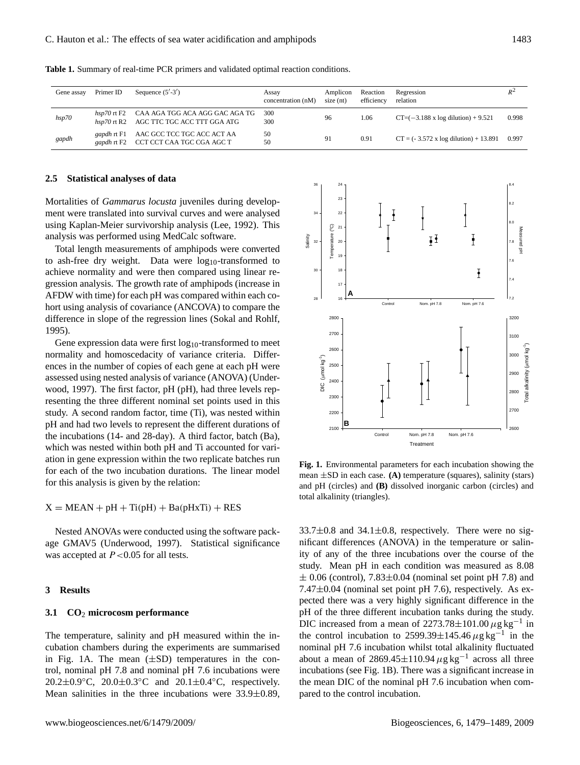**Table 1.** Summary of real-time PCR primers and validated optimal reaction conditions.

| Gene assay | Primer ID | Sequence (5′-3′) | Assay concentration (nM) | Amplicon size (nt) | Reaction efficiency | Regression relation | $R^2$ |
|---|---|---|---|---|---|---|---|
| *hsp70* | *hsp70* rt F2<br>*hsp70* rt R2 | CAA AGA TGG ACA AGG GAC AGA TG<br>AGC TTC TGC ACC TTT GGA ATG | 300<br>300 | 96 | 1.06 | CT=(−3.188 x log dilution) + 9.521 | 0.998 |
| *gapdh* | *gapdh* rt F1<br>*gapdh* rt F2 | AAC GCC TCC TGC ACC ACT AA<br>CCT CCT CAA TGC CGA AGC T | 50<br>50 | 91 | 0.91 | CT = (- 3.572 x log dilution) + 13.891 | 0.997 |

### 2.5 Statistical analyses of data

Mortalities of *Gammarus locusta* juveniles during development were translated into survival curves and were analysed using Kaplan-Meier survivorship analysis (Lee, 1992). This analysis was performed using MedCalc software.

Total length measurements of amphipods were converted to ash-free dry weight. Data were $\log_{10}$-transformed to achieve normality and were then compared using linear regression analysis. The growth rate of amphipods (increase in AFDW with time) for each pH was compared within each cohort using analysis of covariance (ANCOVA) to compare the difference in slope of the regression lines (Sokal and Rohlf, 1995).

Gene expression data were first $\log_{10}$-transformed to meet normality and homoscedacity of variance criteria. Differences in the number of copies of each gene at each pH were assessed using nested analysis of variance (ANOVA) (Underwood, 1997). The first factor, pH (pH), had three levels representing the three different nominal set points used in this study. A second random factor, time (Ti), was nested within pH and had two levels to represent the different durations of the incubations (14- and 28-day). A third factor, batch (Ba), which was nested within both pH and Ti accounted for variation in gene expression within the two replicate batches run for each of the two incubation durations. The linear model for this analysis is given by the relation:

$$X = \text{MEAN} + \text{pH} + \text{Ti(pH)} + \text{Ba(pHxTi)} + \text{RES}$$

Nested ANOVAs were conducted using the software package GMAV5 (Underwood, 1997). Statistical significance was accepted at $P<0.05$ for all tests.

## 3 Results

### 3.1 $CO_2$ microcosm performance

The temperature, salinity and pH measured within the incubation chambers during the experiments are summarised in Fig. 1A. The mean (±SD) temperatures in the control, nominal pH 7.8 and nominal pH 7.6 incubations were 20.2±0.9°C, 20.0±0.3°C and 20.1±0.4°C, respectively. Mean salinities in the three incubations were 33.9±0.89, 33.7±0.8 and 34.1±0.8, respectively. There were no significant differences (ANOVA) in the temperature or salinity of any of the three incubations over the course of the study. Mean pH in each condition was measured as 8.08 ± 0.06 (control), 7.83±0.04 (nominal set point pH 7.8) and 7.47±0.04 (nominal set point pH 7.6), respectively. As expected there was a very highly significant difference in the pH of the three different incubation tanks during the study. DIC increased from a mean of 2273.78±101.00 $\mu$g kg$^{-1}$ in the control incubation to 2599.39±145.46 $\mu$g kg$^{-1}$ in the nominal pH 7.6 incubation whilst total alkalinity fluctuated about a mean of 2869.45±110.94 $\mu$g kg$^{-1}$ across all three incubations (see Fig. 1B). There was a significant increase in the mean DIC of the nominal pH 7.6 incubation when compared to the control incubation.

**Fig. 1.** Environmental parameters for each incubation showing the mean ±SD in each case. **(A)** temperature (squares), salinity (stars) and pH (circles) and **(B)** dissolved inorganic carbon (circles) and total alkalinity (triangles).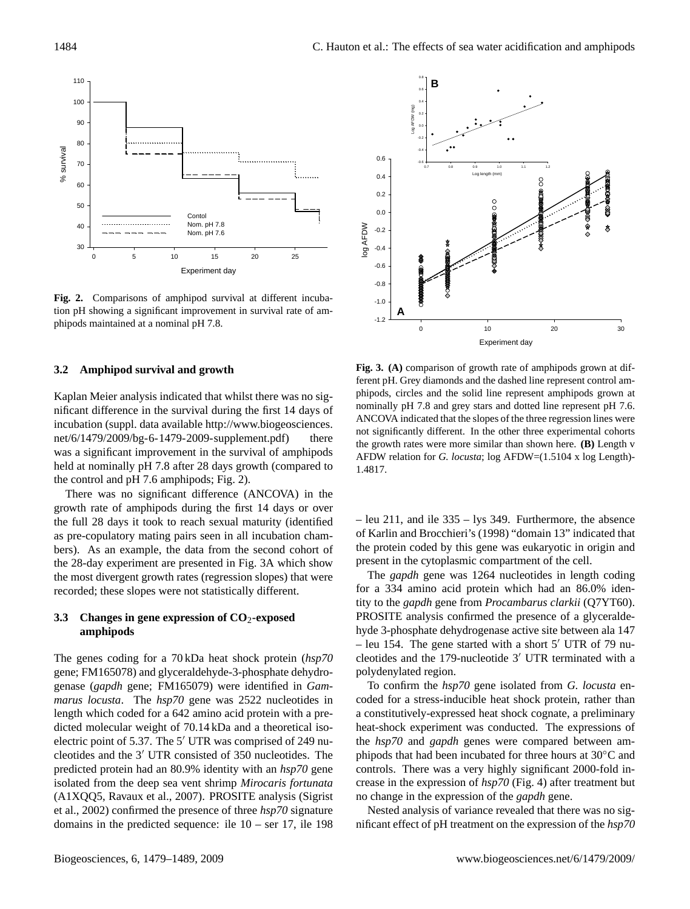**Fig. 2.** Comparisons of amphipod survival at different incubation pH showing a significant improvement in survival rate of amphipods maintained at a nominal pH 7.8.

### 3.2 Amphipod survival and growth

Kaplan Meier analysis indicated that whilst there was no significant difference in the survival during the first 14 days of incubation (suppl. data available http://www.biogeosciences.net/6/1479/2009/bg-6-1479-2009-supplement.pdf) there was a significant improvement in the survival of amphipods held at nominally pH 7.8 after 28 days growth (compared to the control and pH 7.6 amphipods; Fig. 2).

There was no significant difference (ANCOVA) in the growth rate of amphipods during the first 14 days or over the full 28 days it took to reach sexual maturity (identified as pre-copulatory mating pairs seen in all incubation chambers). As an example, the data from the second cohort of the 28-day experiment are presented in Fig. 3A which show the most divergent growth rates (regression slopes) that were recorded; these slopes were not statistically different.

### 3.3 Changes in gene expression of $CO_2$-exposed amphipods

The genes coding for a 70 kDa heat shock protein (*hsp70* gene; FM165078) and glyceraldehyde-3-phosphate dehydrogenase (*gapdh* gene; FM165079) were identified in *Gammarus locusta*. The *hsp70* gene was 2522 nucleotides in length which coded for a 642 amino acid protein with a predicted molecular weight of 70.14 kDa and a theoretical isoelectric point of 5.37. The 5′ UTR was comprised of 249 nucleotides and the 3′ UTR consisted of 350 nucleotides. The predicted protein had an 80.9% identity with an *hsp70* gene isolated from the deep sea vent shrimp *Mirocaris fortunata* (A1XQQ5, Ravaux et al., 2007). PROSITE analysis (Sigrist et al., 2002) confirmed the presence of three *hsp70* signature domains in the predicted sequence: ile 10 – ser 17, ile 198 – leu 211, and ile 335 – lys 349. Furthermore, the absence of Karlin and Brocchieri's (1998) "domain 13" indicated that the protein coded by this gene was eukaryotic in origin and present in the cytoplasmic compartment of the cell.

**Fig. 3. (A)** comparison of growth rate of amphipods grown at different pH. Grey diamonds and the dashed line represent control amphipods, circles and the solid line represent amphipods grown at nominally pH 7.8 and grey stars and dotted line represent pH 7.6. ANCOVA indicated that the slopes of the three regression lines were not significantly different. In the other three experimental cohorts the growth rates were more similar than shown here. **(B)** Length v AFDW relation for *G. locusta*; log AFDW=(1.5104 x log Length)-1.4817.

The *gapdh* gene was 1264 nucleotides in length coding for a 334 amino acid protein which had an 86.0% identity to the *gapdh* gene from *Procambarus clarkii* (Q7YT60). PROSITE analysis confirmed the presence of a glyceraldehyde 3-phosphate dehydrogenase active site between ala 147 – leu 154. The gene started with a short 5′ UTR of 79 nucleotides and the 179-nucleotide 3′ UTR terminated with a polydenylated region.

To confirm the *hsp70* gene isolated from *G. locusta* encoded for a stress-inducible heat shock protein, rather than a constitutively-expressed heat shock cognate, a preliminary heat-shock experiment was conducted. The expressions of the *hsp70* and *gapdh* genes were compared between amphipods that had been incubated for three hours at 30°C and controls. There was a very highly significant 2000-fold increase in the expression of *hsp70* (Fig. 4) after treatment but no change in the expression of the *gapdh* gene.

Nested analysis of variance revealed that there was no significant effect of pH treatment on the expression of the *hsp70*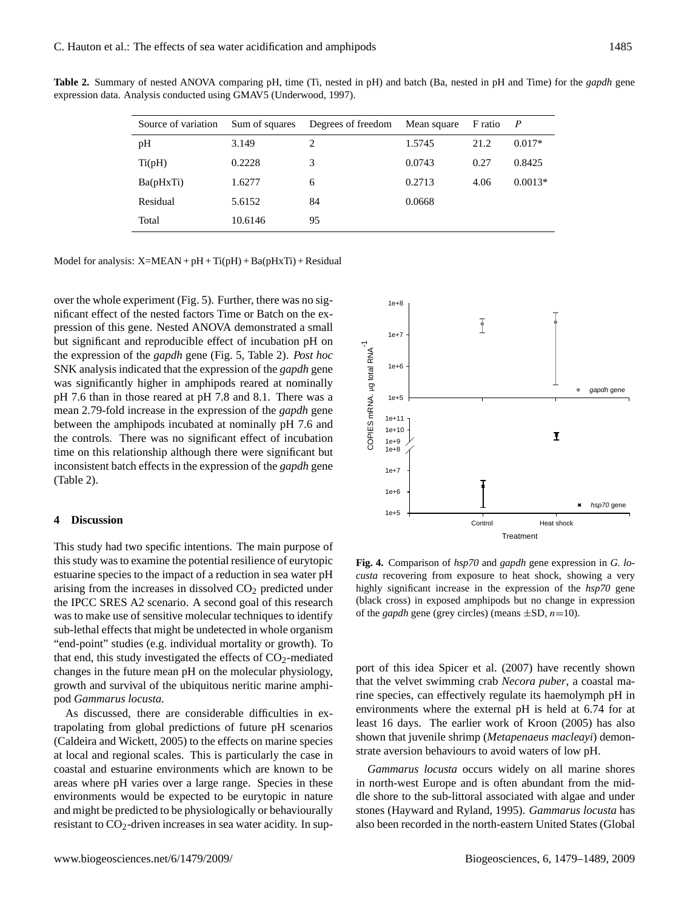**Table 2.** Summary of nested ANOVA comparing pH, time (Ti, nested in pH) and batch (Ba, nested in pH and Time) for the *gapdh* gene expression data. Analysis conducted using GMAV5 (Underwood, 1997).

| Source of variation | Sum of squares | Degrees of freedom | Mean square | F ratio | *P* |
|---|---|---|---|---|---|
| pH | 3.149 | 2 | 1.5745 | 21.2 | 0.017* |
| Ti(pH) | 0.2228 | 3 | 0.0743 | 0.27 | 0.8425 |
| Ba(pHxTi) | 1.6277 | 6 | 0.2713 | 4.06 | 0.0013* |
| Residual | 5.6152 | 84 | 0.0668 | | |
| Total | 10.6146 | 95 | | | |

Model for analysis: X=MEAN + pH + Ti(pH) + Ba(pHxTi) + Residual

over the whole experiment (Fig. 5). Further, there was no significant effect of the nested factors Time or Batch on the expression of this gene. Nested ANOVA demonstrated a small but significant and reproducible effect of incubation pH on the expression of the *gapdh* gene (Fig. 5, Table 2). *Post hoc* SNK analysis indicated that the expression of the *gapdh* gene was significantly higher in amphipods reared at nominally pH 7.6 than in those reared at pH 7.8 and 8.1. There was a mean 2.79-fold increase in the expression of the *gapdh* gene between the amphipods incubated at nominally pH 7.6 and the controls. There was no significant effect of incubation time on this relationship although there were significant but inconsistent batch effects in the expression of the *gapdh* gene (Table 2).

**Fig. 4.** Comparison of *hsp70* and *gapdh* gene expression in *G. locusta* recovering from exposure to heat shock, showing a very highly significant increase in the expression of the *hsp70* gene (black cross) in exposed amphipods but no change in expression of the *gapdh* gene (grey circles) (means ±SD, $n$=10).

## 4 Discussion

This study had two specific intentions. The main purpose of this study was to examine the potential resilience of eurytopic estuarine species to the impact of a reduction in sea water pH arising from the increases in dissolved $CO_2$ predicted under the IPCC SRES A2 scenario. A second goal of this research was to make use of sensitive molecular techniques to identify sub-lethal effects that might be undetected in whole organism "end-point" studies (e.g. individual mortality or growth). To that end, this study investigated the effects of $CO_2$-mediated changes in the future mean pH on the molecular physiology, growth and survival of the ubiquitous neritic marine amphipod *Gammarus locusta.*

As discussed, there are considerable difficulties in extrapolating from global predictions of future pH scenarios (Caldeira and Wickett, 2005) to the effects on marine species at local and regional scales. This is particularly the case in coastal and estuarine environments which are known to be areas where pH varies over a large range. Species in these environments would be expected to be eurytopic in nature and might be predicted to be physiologically or behaviourally resistant to $CO_2$-driven increases in sea water acidity. In support of this idea Spicer et al. (2007) have recently shown that the velvet swimming crab *Necora puber*, a coastal marine species, can effectively regulate its haemolymph pH in environments where the external pH is held at 6.74 for at least 16 days. The earlier work of Kroon (2005) has also shown that juvenile shrimp (*Metapenaeus macleayi*) demonstrate aversion behaviours to avoid waters of low pH.

*Gammarus locusta* occurs widely on all marine shores in north-west Europe and is often abundant from the middle shore to the sub-littoral associated with algae and under stones (Hayward and Ryland, 1995). *Gammarus locusta* has also been recorded in the north-eastern United States (Global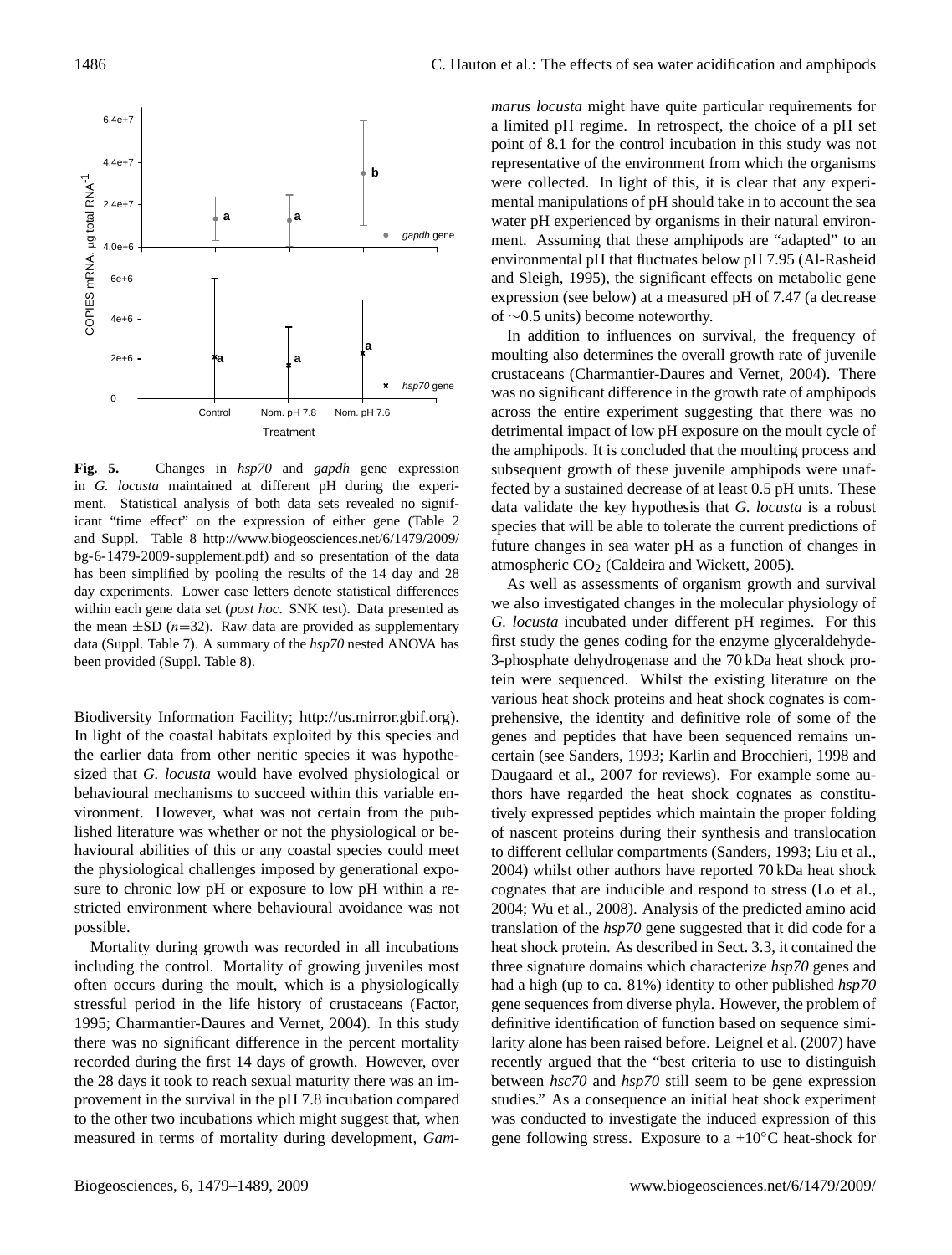**Fig. 5.** Changes in *hsp70* and *gapdh* gene expression in *G. locusta* maintained at different pH during the experiment. Statistical analysis of both data sets revealed no significant "time effect" on the expression of either gene (Table 2 and Suppl. Table 8 http://www.biogeosciences.net/6/1479/2009/bg-6-1479-2009-supplement.pdf) and so presentation of the data has been simplified by pooling the results of the 14 day and 28 day experiments. Lower case letters denote statistical differences within each gene data set (*post hoc*. SNK test). Data presented as the mean ±SD ($n$=32). Raw data are provided as supplementary data (Suppl. Table 7). A summary of the *hsp70* nested ANOVA has been provided (Suppl. Table 8).

Biodiversity Information Facility; http://us.mirror.gbif.org). In light of the coastal habitats exploited by this species and the earlier data from other neritic species it was hypothesized that *G. locusta* would have evolved physiological or behavioural mechanisms to succeed within this variable environment. However, what was not certain from the published literature was whether or not the physiological or behavioural abilities of this or any coastal species could meet the physiological challenges imposed by generational exposure to chronic low pH or exposure to low pH within a restricted environment where behavioural avoidance was not possible.

Mortality during growth was recorded in all incubations including the control. Mortality of growing juveniles most often occurs during the moult, which is a physiologically stressful period in the life history of crustaceans (Factor, 1995; Charmantier-Daures and Vernet, 2004). In this study there was no significant difference in the percent mortality recorded during the first 14 days of growth. However, over the 28 days it took to reach sexual maturity there was an improvement in the survival in the pH 7.8 incubation compared to the other two incubations which might suggest that, when measured in terms of mortality during development, *Gammarus locusta* might have quite particular requirements for a limited pH regime. In retrospect, the choice of a pH set point of 8.1 for the control incubation in this study was not representative of the environment from which the organisms were collected. In light of this, it is clear that any experimental manipulations of pH should take in to account the sea water pH experienced by organisms in their natural environment. Assuming that these amphipods are "adapted" to an environmental pH that fluctuates below pH 7.95 (Al-Rasheid and Sleigh, 1995), the significant effects on metabolic gene expression (see below) at a measured pH of 7.47 (a decrease of ∼0.5 units) become noteworthy.

In addition to influences on survival, the frequency of moulting also determines the overall growth rate of juvenile crustaceans (Charmantier-Daures and Vernet, 2004). There was no significant difference in the growth rate of amphipods across the entire experiment suggesting that there was no detrimental impact of low pH exposure on the moult cycle of the amphipods. It is concluded that the moulting process and subsequent growth of these juvenile amphipods were unaffected by a sustained decrease of at least 0.5 pH units. These data validate the key hypothesis that *G. locusta* is a robust species that will be able to tolerate the current predictions of future changes in sea water pH as a function of changes in atmospheric $CO_2$ (Caldeira and Wickett, 2005).

As well as assessments of organism growth and survival we also investigated changes in the molecular physiology of *G. locusta* incubated under different pH regimes. For this first study the genes coding for the enzyme glyceraldehyde-3-phosphate dehydrogenase and the 70 kDa heat shock protein were sequenced. Whilst the existing literature on the various heat shock proteins and heat shock cognates is comprehensive, the identity and definitive role of some of the genes and peptides that have been sequenced remains uncertain (see Sanders, 1993; Karlin and Brocchieri, 1998 and Daugaard et al., 2007 for reviews). For example some authors have regarded the heat shock cognates as constitutively expressed peptides which maintain the proper folding of nascent proteins during their synthesis and translocation to different cellular compartments (Sanders, 1993; Liu et al., 2004) whilst other authors have reported 70 kDa heat shock cognates that are inducible and respond to stress (Lo et al., 2004; Wu et al., 2008). Analysis of the predicted amino acid translation of the *hsp70* gene suggested that it did code for a heat shock protein. As described in Sect. 3.3, it contained the three signature domains which characterize *hsp70* genes and had a high (up to ca. 81%) identity to other published *hsp70* gene sequences from diverse phyla. However, the problem of definitive identification of function based on sequence similarity alone has been raised before. Leignel et al. (2007) have recently argued that the "best criteria to use to distinguish between *hsc70* and *hsp70* still seem to be gene expression studies." As a consequence an initial heat shock experiment was conducted to investigate the induced expression of this gene following stress. Exposure to a +10°C heat-shock for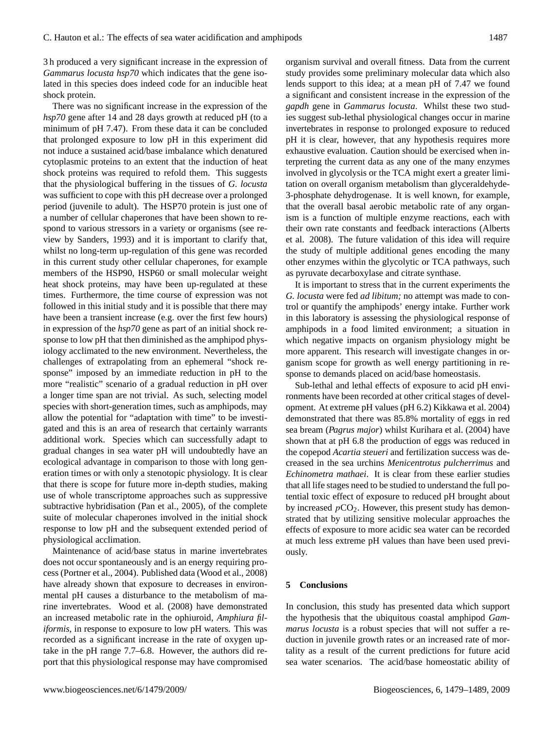3 h produced a very significant increase in the expression of *Gammarus locusta hsp70* which indicates that the gene isolated in this species does indeed code for an inducible heat shock protein.

There was no significant increase in the expression of the *hsp70* gene after 14 and 28 days growth at reduced pH (to a minimum of pH 7.47). From these data it can be concluded that prolonged exposure to low pH in this experiment did not induce a sustained acid/base imbalance which denatured cytoplasmic proteins to an extent that the induction of heat shock proteins was required to refold them. This suggests that the physiological buffering in the tissues of *G. locusta* was sufficient to cope with this pH decrease over a prolonged period (juvenile to adult). The HSP70 protein is just one of a number of cellular chaperones that have been shown to respond to various stressors in a variety or organisms (see review by Sanders, 1993) and it is important to clarify that, whilst no long-term up-regulation of this gene was recorded in this current study other cellular chaperones, for example members of the HSP90, HSP60 or small molecular weight heat shock proteins, may have been up-regulated at these times. Furthermore, the time course of expression was not followed in this initial study and it is possible that there may have been a transient increase (e.g. over the first few hours) in expression of the *hsp70* gene as part of an initial shock response to low pH that then diminished as the amphipod physiology acclimated to the new environment. Nevertheless, the challenges of extrapolating from an ephemeral "shock response" imposed by an immediate reduction in pH to the more "realistic" scenario of a gradual reduction in pH over a longer time span are not trivial. As such, selecting model species with short-generation times, such as amphipods, may allow the potential for "adaptation with time" to be investigated and this is an area of research that certainly warrants additional work. Species which can successfully adapt to gradual changes in sea water pH will undoubtedly have an ecological advantage in comparison to those with long generation times or with only a stenotopic physiology. It is clear that there is scope for future more in-depth studies, making use of whole transcriptome approaches such as suppressive subtractive hybridisation (Pan et al., 2005), of the complete suite of molecular chaperones involved in the initial shock response to low pH and the subsequent extended period of physiological acclimation.

Maintenance of acid/base status in marine invertebrates does not occur spontaneously and is an energy requiring process (Portner et al., 2004). Published data (Wood et al., 2008) have already shown that exposure to decreases in environmental pH causes a disturbance to the metabolism of marine invertebrates. Wood et al. (2008) have demonstrated an increased metabolic rate in the ophiuroid, *Amphiura filiformis*, in response to exposure to low pH waters. This was recorded as a significant increase in the rate of oxygen uptake in the pH range 7.7–6.8. However, the authors did report that this physiological response may have compromised organism survival and overall fitness. Data from the current study provides some preliminary molecular data which also lends support to this idea; at a mean pH of 7.47 we found a significant and consistent increase in the expression of the *gapdh* gene in *Gammarus locusta*. Whilst these two studies suggest sub-lethal physiological changes occur in marine invertebrates in response to prolonged exposure to reduced pH it is clear, however, that any hypothesis requires more exhaustive evaluation. Caution should be exercised when interpreting the current data as any one of the many enzymes involved in glycolysis or the TCA might exert a greater limitation on overall organism metabolism than glyceraldehyde-3-phosphate dehydrogenase. It is well known, for example, that the overall basal aerobic metabolic rate of any organism is a function of multiple enzyme reactions, each with their own rate constants and feedback interactions (Alberts et al. 2008). The future validation of this idea will require the study of multiple additional genes encoding the many other enzymes within the glycolytic or TCA pathways, such as pyruvate decarboxylase and citrate synthase.

It is important to stress that in the current experiments the *G. locusta* were fed *ad libitum;* no attempt was made to control or quantify the amphipods' energy intake. Further work in this laboratory is assessing the physiological response of amphipods in a food limited environment; a situation in which negative impacts on organism physiology might be more apparent. This research will investigate changes in organism scope for growth as well energy partitioning in response to demands placed on acid/base homeostasis.

Sub-lethal and lethal effects of exposure to acid pH environments have been recorded at other critical stages of development. At extreme pH values (pH 6.2) Kikkawa et al. 2004) demonstrated that there was 85.8% mortality of eggs in red sea bream (*Pagrus major*) whilst Kurihara et al. (2004) have shown that at pH 6.8 the production of eggs was reduced in the copepod *Acartia steueri* and fertilization success was decreased in the sea urchins *Menicentrotus pulcherrimus* and *Echinometra mathaei*. It is clear from these earlier studies that all life stages need to be studied to understand the full potential toxic effect of exposure to reduced pH brought about by increased $p\mathrm{CO}_2$. However, this present study has demonstrated that by utilizing sensitive molecular approaches the effects of exposure to more acidic sea water can be recorded at much less extreme pH values than have been used previously.

## 5 Conclusions

In conclusion, this study has presented data which support the hypothesis that the ubiquitous coastal amphipod *Gammarus locusta* is a robust species that will not suffer a reduction in juvenile growth rates or an increased rate of mortality as a result of the current predictions for future acid sea water scenarios. The acid/base homeostatic ability of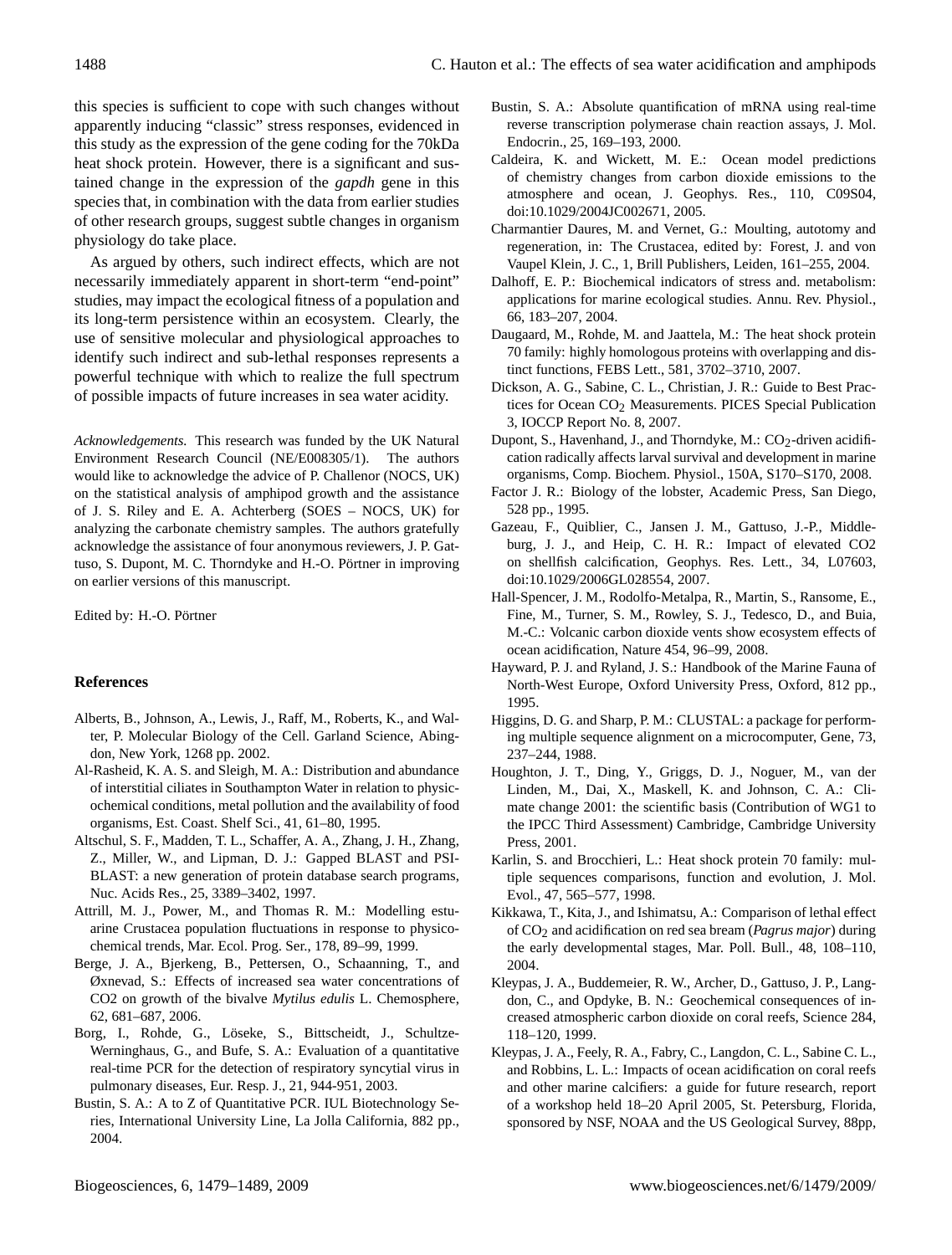this species is sufficient to cope with such changes without apparently inducing "classic" stress responses, evidenced in this study as the expression of the gene coding for the 70kDa heat shock protein. However, there is a significant and sustained change in the expression of the *gapdh* gene in this species that, in combination with the data from earlier studies of other research groups, suggest subtle changes in organism physiology do take place.

As argued by others, such indirect effects, which are not necessarily immediately apparent in short-term "end-point" studies, may impact the ecological fitness of a population and its long-term persistence within an ecosystem. Clearly, the use of sensitive molecular and physiological approaches to identify such indirect and sub-lethal responses represents a powerful technique with which to realize the full spectrum of possible impacts of future increases in sea water acidity.

*Acknowledgements.* This research was funded by the UK Natural Environment Research Council (NE/E008305/1). The authors would like to acknowledge the advice of P. Challenor (NOCS, UK) on the statistical analysis of amphipod growth and the assistance of J. S. Riley and E. A. Achterberg (SOES – NOCS, UK) for analyzing the carbonate chemistry samples. The authors gratefully acknowledge the assistance of four anonymous reviewers, J. P. Gattuso, S. Dupont, M. C. Thorndyke and H.-O. Pörtner in improving on earlier versions of this manuscript.

Edited by: H.-O. Pörtner

## References

Alberts, B., Johnson, A., Lewis, J., Raff, M., Roberts, K., and Walter, P. Molecular Biology of the Cell. Garland Science, Abingdon, New York, 1268 pp. 2002.

Al-Rasheid, K. A. S. and Sleigh, M. A.: Distribution and abundance of interstitial ciliates in Southampton Water in relation to physicochemical conditions, metal pollution and the availability of food organisms, Est. Coast. Shelf Sci., 41, 61–80, 1995.

Altschul, S. F., Madden, T. L., Schaffer, A. A., Zhang, J. H., Zhang, Z., Miller, W., and Lipman, D. J.: Gapped BLAST and PSI-BLAST: a new generation of protein database search programs, Nuc. Acids Res., 25, 3389–3402, 1997.

Attrill, M. J., Power, M., and Thomas R. M.: Modelling estuarine Crustacea population fluctuations in response to physicochemical trends, Mar. Ecol. Prog. Ser., 178, 89–99, 1999.

Berge, J. A., Bjerkeng, B., Pettersen, O., Schaanning, T., and Øxnevad, S.: Effects of increased sea water concentrations of CO2 on growth of the bivalve *Mytilus edulis* L. Chemosphere, 62, 681–687, 2006.

Borg, I., Rohde, G., Löseke, S., Bittscheidt, J., Schultze-Werninghaus, G., and Bufe, S. A.: Evaluation of a quantitative real-time PCR for the detection of respiratory syncytial virus in pulmonary diseases, Eur. Resp. J., 21, 944-951, 2003.

Bustin, S. A.: A to Z of Quantitative PCR. IUL Biotechnology Series, International University Line, La Jolla California, 882 pp., 2004.

Bustin, S. A.: Absolute quantification of mRNA using real-time reverse transcription polymerase chain reaction assays, J. Mol. Endocrin., 25, 169–193, 2000.

Caldeira, K. and Wickett, M. E.: Ocean model predictions of chemistry changes from carbon dioxide emissions to the atmosphere and ocean, J. Geophys. Res., 110, C09S04, doi:10.1029/2004JC002671, 2005.

Charmantier Daures, M. and Vernet, G.: Moulting, autotomy and regeneration, in: The Crustacea, edited by: Forest, J. and von Vaupel Klein, J. C., 1, Brill Publishers, Leiden, 161–255, 2004.

Dalhoff, E. P.: Biochemical indicators of stress and. metabolism: applications for marine ecological studies. Annu. Rev. Physiol., 66, 183–207, 2004.

Daugaard, M., Rohde, M. and Jaattela, M.: The heat shock protein 70 family: highly homologous proteins with overlapping and distinct functions, FEBS Lett., 581, 3702–3710, 2007.

Dickson, A. G., Sabine, C. L., Christian, J. R.: Guide to Best Practices for Ocean $CO_2$ Measurements. PICES Special Publication 3, IOCCP Report No. 8, 2007.

Dupont, S., Havenhand, J., and Thorndyke, M.: $CO_2$-driven acidification radically affects larval survival and development in marine organisms, Comp. Biochem. Physiol., 150A, S170–S170, 2008.

Factor J. R.: Biology of the lobster, Academic Press, San Diego, 528 pp., 1995.

Gazeau, F., Quiblier, C., Jansen J. M., Gattuso, J.-P., Middleburg, J. J., and Heip, C. H. R.: Impact of elevated CO2 on shellfish calcification, Geophys. Res. Lett., 34, L07603, doi:10.1029/2006GL028554, 2007.

Hall-Spencer, J. M., Rodolfo-Metalpa, R., Martin, S., Ransome, E., Fine, M., Turner, S. M., Rowley, S. J., Tedesco, D., and Buia, M.-C.: Volcanic carbon dioxide vents show ecosystem effects of ocean acidification, Nature 454, 96–99, 2008.

Hayward, P. J. and Ryland, J. S.: Handbook of the Marine Fauna of North-West Europe, Oxford University Press, Oxford, 812 pp., 1995.

Higgins, D. G. and Sharp, P. M.: CLUSTAL: a package for performing multiple sequence alignment on a microcomputer, Gene, 73, 237–244, 1988.

Houghton, J. T., Ding, Y., Griggs, D. J., Noguer, M., van der Linden, M., Dai, X., Maskell, K. and Johnson, C. A.: Climate change 2001: the scientific basis (Contribution of WG1 to the IPCC Third Assessment) Cambridge, Cambridge University Press, 2001.

Karlin, S. and Brocchieri, L.: Heat shock protein 70 family: multiple sequences comparisons, function and evolution, J. Mol. Evol., 47, 565–577, 1998.

Kikkawa, T., Kita, J., and Ishimatsu, A.: Comparison of lethal effect of $CO_2$ and acidification on red sea bream (*Pagrus major*) during the early developmental stages, Mar. Poll. Bull., 48, 108–110, 2004.

Kleypas, J. A., Buddemeier, R. W., Archer, D., Gattuso, J. P., Langdon, C., and Opdyke, B. N.: Geochemical consequences of increased atmospheric carbon dioxide on coral reefs, Science 284, 118–120, 1999.

Kleypas, J. A., Feely, R. A., Fabry, C., Langdon, C. L., Sabine C. L., and Robbins, L. L.: Impacts of ocean acidification on coral reefs and other marine calcifiers: a guide for future research, report of a workshop held 18–20 April 2005, St. Petersburg, Florida, sponsored by NSF, NOAA and the US Geological Survey, 88pp,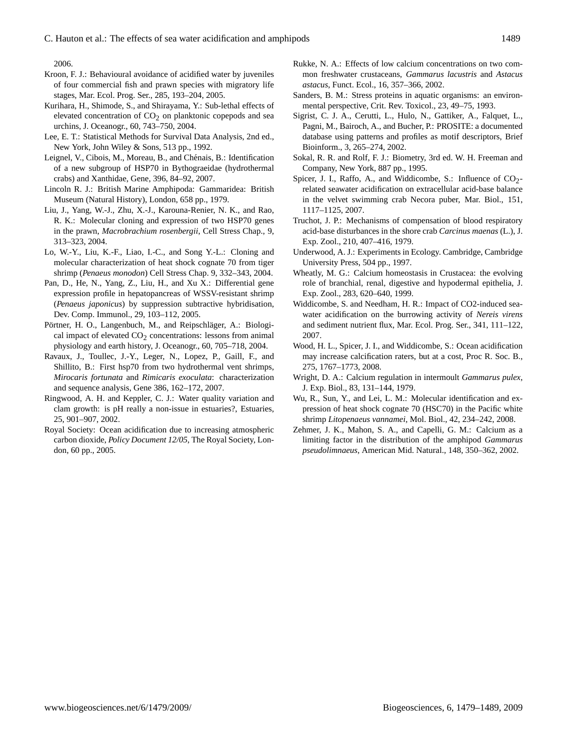2006.

Kroon, F. J.: Behavioural avoidance of acidified water by juveniles of four commercial fish and prawn species with migratory life stages, Mar. Ecol. Prog. Ser., 285, 193–204, 2005.

Kurihara, H., Shimode, S., and Shirayama, Y.: Sub-lethal effects of elevated concentration of $CO_2$ on planktonic copepods and sea urchins, J. Oceanogr., 60, 743–750, 2004.

Lee, E. T.: Statistical Methods for Survival Data Analysis, 2nd ed., New York, John Wiley & Sons, 513 pp., 1992.

Leignel, V., Cibois, M., Moreau, B., and Chénais, B.: Identification of a new subgroup of HSP70 in Bythograeidae (hydrothermal crabs) and Xanthidae, Gene, 396, 84–92, 2007.

Lincoln R. J.: British Marine Amphipoda: Gammaridea: British Museum (Natural History), London, 658 pp., 1979.

Liu, J., Yang, W.-J., Zhu, X.-J., Karouna-Renier, N. K., and Rao, R. K.: Molecular cloning and expression of two HSP70 genes in the prawn, *Macrobrachium rosenbergii*, Cell Stress Chap., 9, 313–323, 2004.

Lo, W.-Y., Liu, K.-F., Liao, I.-C., and Song Y.-L.: Cloning and molecular characterization of heat shock cognate 70 from tiger shrimp (*Penaeus monodon*) Cell Stress Chap. 9, 332–343, 2004.

Pan, D., He, N., Yang, Z., Liu, H., and Xu X.: Differential gene expression profile in hepatopancreas of WSSV-resistant shrimp (*Penaeus japonicus*) by suppression subtractive hybridisation, Dev. Comp. Immunol., 29, 103–112, 2005.

Pörtner, H. O., Langenbuch, M., and Reipschläger, A.: Biological impact of elevated $CO_2$ concentrations: lessons from animal physiology and earth history, J. Oceanogr., 60, 705–718, 2004.

Ravaux, J., Toullec, J.-Y., Leger, N., Lopez, P., Gaill, F., and Shillito, B.: First hsp70 from two hydrothermal vent shrimps, *Mirocaris fortunata* and *Rimicaris exoculata*: characterization and sequence analysis, Gene 386, 162–172, 2007.

Ringwood, A. H. and Keppler, C. J.: Water quality variation and clam growth: is pH really a non-issue in estuaries?, Estuaries, 25, 901–907, 2002.

Royal Society: Ocean acidification due to increasing atmospheric carbon dioxide, *Policy Document 12/05*, The Royal Society, London, 60 pp., 2005.

Rukke, N. A.: Effects of low calcium concentrations on two common freshwater crustaceans, *Gammarus lacustris* and *Astacus astacus*, Funct. Ecol., 16, 357–366, 2002.

Sanders, B. M.: Stress proteins in aquatic organisms: an environmental perspective, Crit. Rev. Toxicol., 23, 49–75, 1993.

Sigrist, C. J. A., Cerutti, L., Hulo, N., Gattiker, A., Falquet, L., Pagni, M., Bairoch, A., and Bucher, P.: PROSITE: a documented database using patterns and profiles as motif descriptors, Brief Bioinform., 3, 265–274, 2002.

Sokal, R. R. and Rolf, F. J.: Biometry, 3rd ed. W. H. Freeman and Company, New York, 887 pp., 1995.

Spicer, J. I., Raffo, A., and Widdicombe, S.: Influence of $CO_2$-related seawater acidification on extracellular acid-base balance in the velvet swimming crab Necora puber, Mar. Biol., 151, 1117–1125, 2007.

Truchot, J. P.: Mechanisms of compensation of blood respiratory acid-base disturbances in the shore crab *Carcinus maenas* (L.), J. Exp. Zool., 210, 407–416, 1979.

Underwood, A. J.: Experiments in Ecology. Cambridge, Cambridge University Press, 504 pp., 1997.

Wheatly, M. G.: Calcium homeostasis in Crustacea: the evolving role of branchial, renal, digestive and hypodermal epithelia, J. Exp. Zool., 283, 620–640, 1999.

Widdicombe, S. and Needham, H. R.: Impact of CO2-induced seawater acidification on the burrowing activity of *Nereis virens* and sediment nutrient flux, Mar. Ecol. Prog. Ser., 341, 111–122, 2007.

Wood, H. L., Spicer, J. I., and Widdicombe, S.: Ocean acidification may increase calcification raters, but at a cost, Proc R. Soc. B., 275, 1767–1773, 2008.

Wright, D. A.: Calcium regulation in intermoult *Gammarus pulex*, J. Exp. Biol., 83, 131–144, 1979.

Wu, R., Sun, Y., and Lei, L. M.: Molecular identification and expression of heat shock cognate 70 (HSC70) in the Pacific white shrimp *Litopenaeus vannamei*, Mol. Biol., 42, 234–242, 2008.

Zehmer, J. K., Mahon, S. A., and Capelli, G. M.: Calcium as a limiting factor in the distribution of the amphipod *Gammarus pseudolimnaeus*, American Mid. Natural., 148, 350–362, 2002.